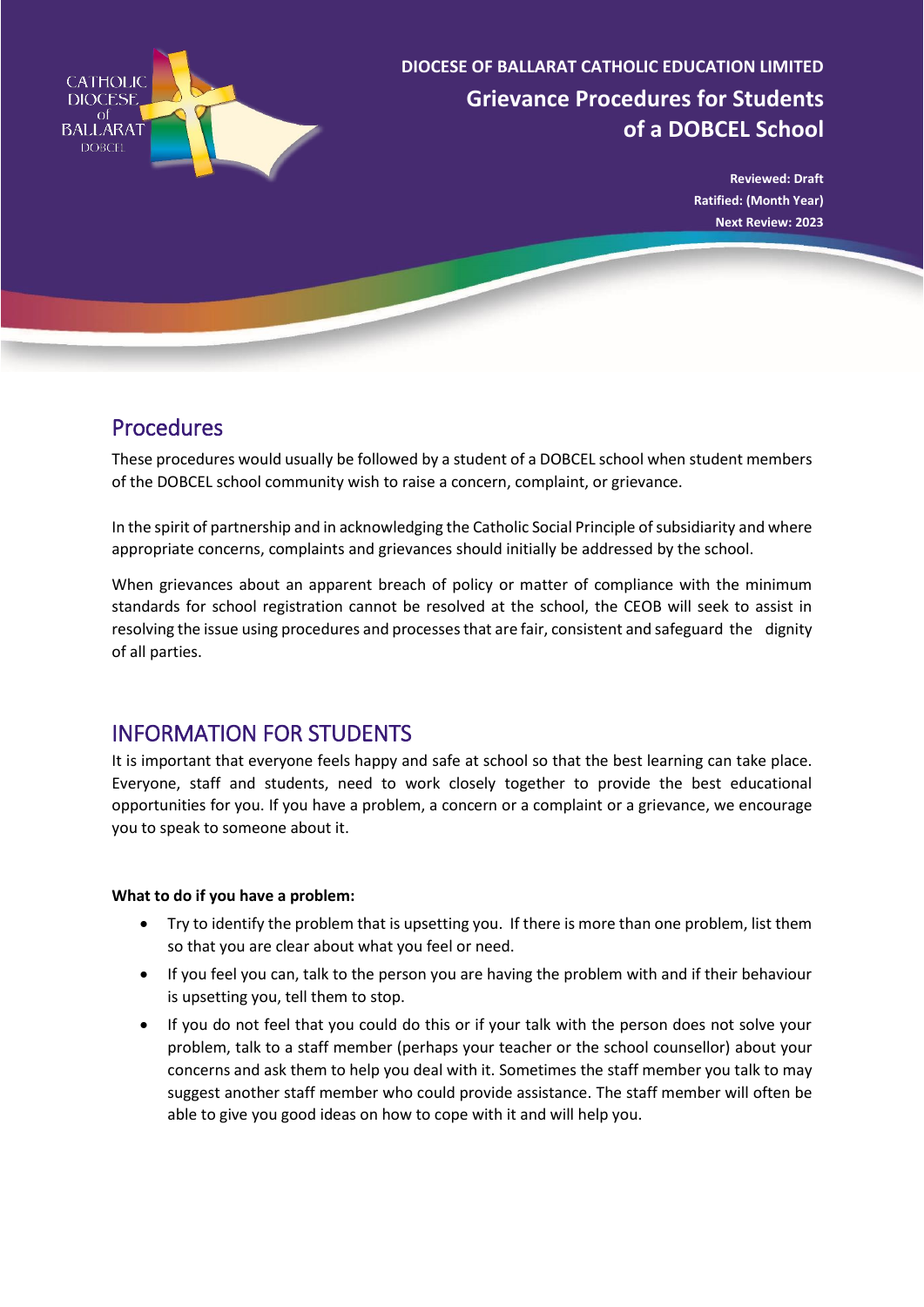DIOCESE OF BALLARAT CATHOLIC EDUCATION LIMITED

# Grievance Procedures for Students of a DOBCEL School

**Reviewed: Draft**
**Ratified: (Month Year)**
**Next Review: 2023**

## Procedures

These procedures would usually be followed by a student of a DOBCEL school when student members of the DOBCEL school community wish to raise a concern, complaint, or grievance.

In the spirit of partnership and in acknowledging the Catholic Social Principle of subsidiarity and where appropriate concerns, complaints and grievances should initially be addressed by the school.

When grievances about an apparent breach of policy or matter of compliance with the minimum standards for school registration cannot be resolved at the school, the CEOB will seek to assist in resolving the issue using procedures and processes that are fair, consistent and safeguard the dignity of all parties.

## INFORMATION FOR STUDENTS

It is important that everyone feels happy and safe at school so that the best learning can take place. Everyone, staff and students, need to work closely together to provide the best educational opportunities for you. If you have a problem, a concern or a complaint or a grievance, we encourage you to speak to someone about it.

**What to do if you have a problem:**

- Try to identify the problem that is upsetting you. If there is more than one problem, list them so that you are clear about what you feel or need.
- If you feel you can, talk to the person you are having the problem with and if their behaviour is upsetting you, tell them to stop.
- If you do not feel that you could do this or if your talk with the person does not solve your problem, talk to a staff member (perhaps your teacher or the school counsellor) about your concerns and ask them to help you deal with it. Sometimes the staff member you talk to may suggest another staff member who could provide assistance. The staff member will often be able to give you good ideas on how to cope with it and will help you.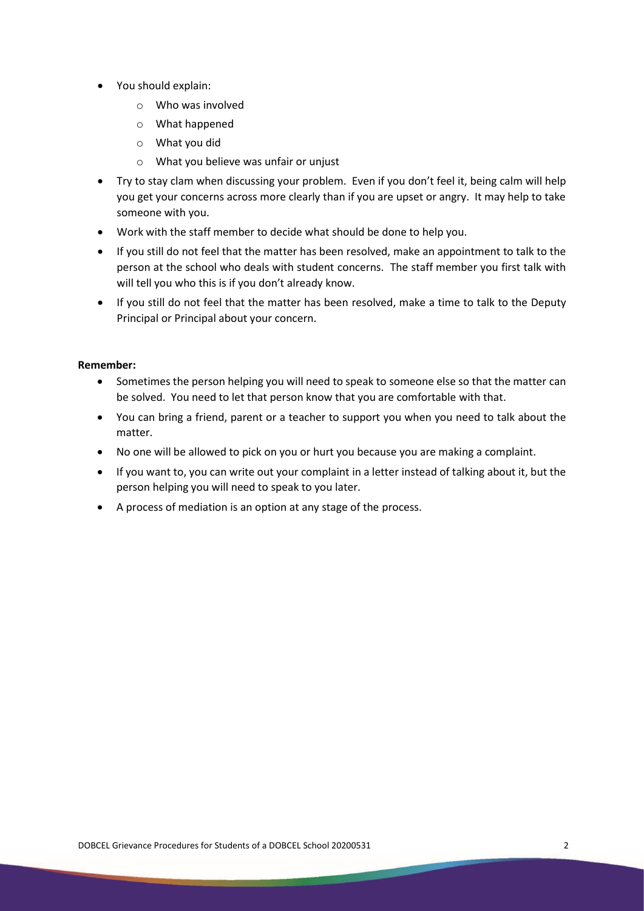- You should explain:
  - Who was involved
  - What happened
  - What you did
  - What you believe was unfair or unjust
- Try to stay clam when discussing your problem. Even if you don't feel it, being calm will help you get your concerns across more clearly than if you are upset or angry. It may help to take someone with you.
- Work with the staff member to decide what should be done to help you.
- If you still do not feel that the matter has been resolved, make an appointment to talk to the person at the school who deals with student concerns. The staff member you first talk with will tell you who this is if you don't already know.
- If you still do not feel that the matter has been resolved, make a time to talk to the Deputy Principal or Principal about your concern.

**Remember:**

- Sometimes the person helping you will need to speak to someone else so that the matter can be solved. You need to let that person know that you are comfortable with that.
- You can bring a friend, parent or a teacher to support you when you need to talk about the matter.
- No one will be allowed to pick on you or hurt you because you are making a complaint.
- If you want to, you can write out your complaint in a letter instead of talking about it, but the person helping you will need to speak to you later.
- A process of mediation is an option at any stage of the process.